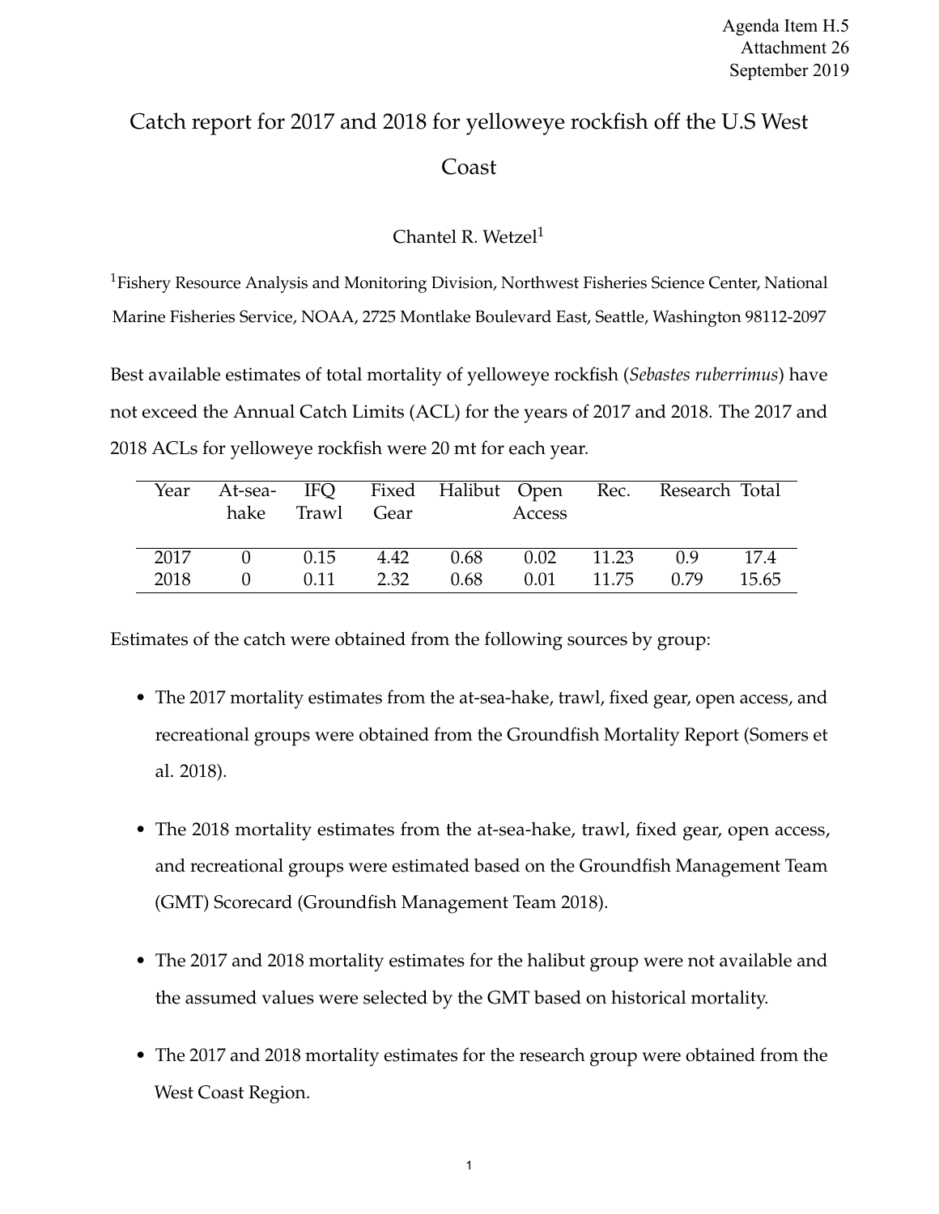Agenda Item H.5
Attachment 26
September 2019

# Catch report for 2017 and 2018 for yelloweye rockfish off the U.S West Coast

Chantel R. Wetzel[1]

[1]Fishery Resource Analysis and Monitoring Division, Northwest Fisheries Science Center, National Marine Fisheries Service, NOAA, 2725 Montlake Boulevard East, Seattle, Washington 98112-2097

Best available estimates of total mortality of yelloweye rockfish (*Sebastes ruberrimus*) have not exceed the Annual Catch Limits (ACL) for the years of 2017 and 2018. The 2017 and 2018 ACLs for yelloweye rockfish were 20 mt for each year.

| Year | At-sea-hake | IFQ Trawl | Fixed Gear | Halibut | Open Access | Rec. | Research | Total |
|---|---|---|---|---|---|---|---|---|
| 2017 | 0 | 0.15 | 4.42 | 0.68 | 0.02 | 11.23 | 0.9 | 17.4 |
| 2018 | 0 | 0.11 | 2.32 | 0.68 | 0.01 | 11.75 | 0.79 | 15.65 |

Estimates of the catch were obtained from the following sources by group:

- The 2017 mortality estimates from the at-sea-hake, trawl, fixed gear, open access, and recreational groups were obtained from the Groundfish Mortality Report (Somers et al. 2018).
- The 2018 mortality estimates from the at-sea-hake, trawl, fixed gear, open access, and recreational groups were estimated based on the Groundfish Management Team (GMT) Scorecard (Groundfish Management Team 2018).
- The 2017 and 2018 mortality estimates for the halibut group were not available and the assumed values were selected by the GMT based on historical mortality.
- The 2017 and 2018 mortality estimates for the research group were obtained from the West Coast Region.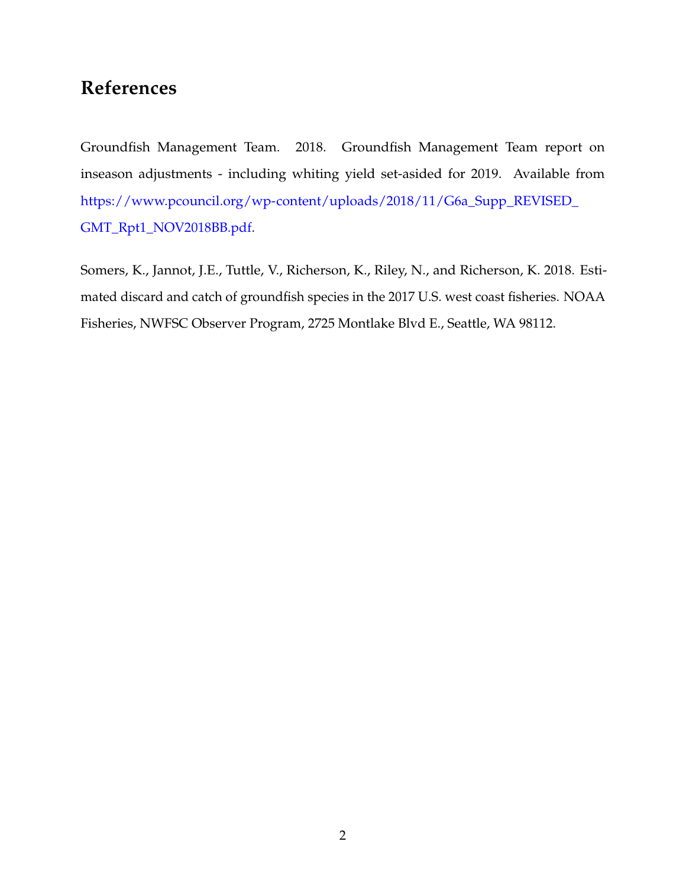# References

Groundfish Management Team. 2018. Groundfish Management Team report on inseason adjustments - including whiting yield set-asided for 2019. Available from https://www.pcouncil.org/wp-content/uploads/2018/11/G6a_Supp_REVISED_GMT_Rpt1_NOV2018BB.pdf.

Somers, K., Jannot, J.E., Tuttle, V., Richerson, K., Riley, N., and Richerson, K. 2018. Estimated discard and catch of groundfish species in the 2017 U.S. west coast fisheries. NOAA Fisheries, NWFSC Observer Program, 2725 Montlake Blvd E., Seattle, WA 98112.